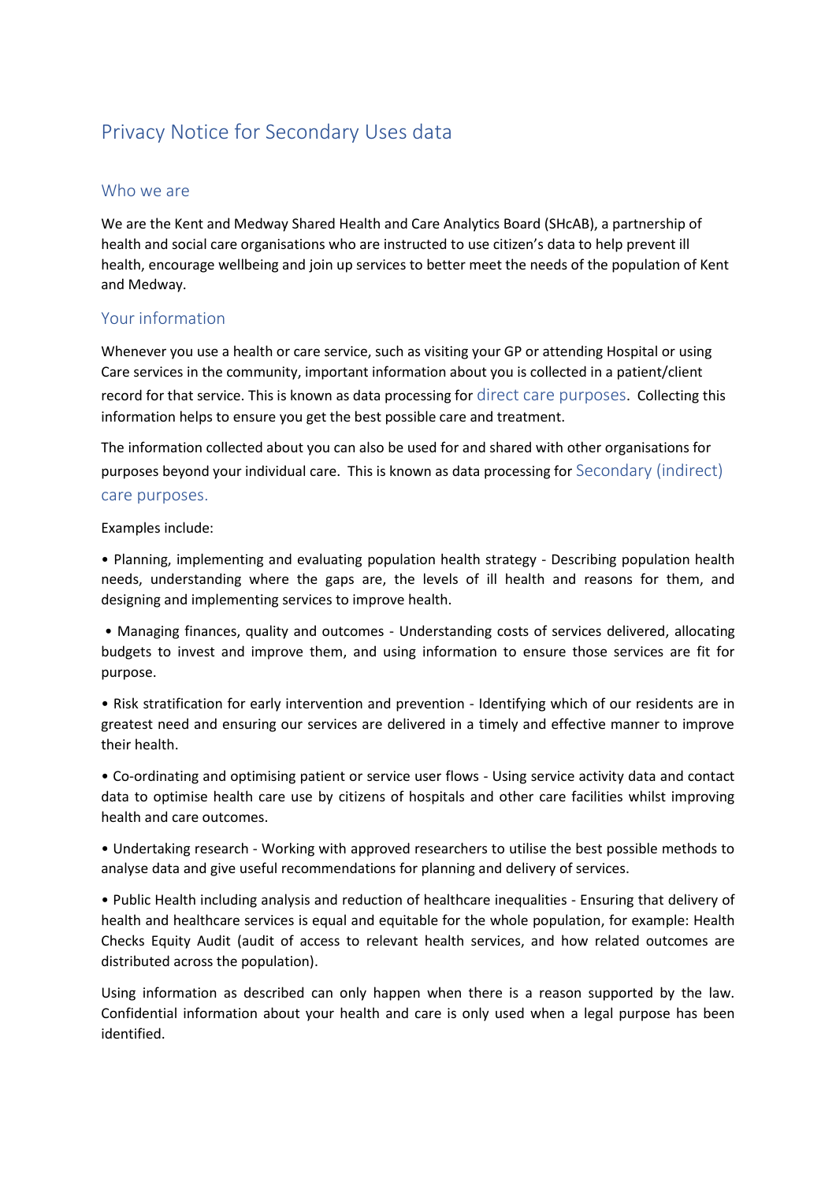# Privacy Notice for Secondary Uses data

## Who we are

We are the Kent and Medway Shared Health and Care Analytics Board (SHcAB), a partnership of health and social care organisations who are instructed to use citizen's data to help prevent ill health, encourage wellbeing and join up services to better meet the needs of the population of Kent and Medway.

## Your information

Whenever you use a health or care service, such as visiting your GP or attending Hospital or using Care services in the community, important information about you is collected in a patient/client record for that service. This is known as data processing for direct care purposes. Collecting this information helps to ensure you get the best possible care and treatment.

The information collected about you can also be used for and shared with other organisations for purposes beyond your individual care. This is known as data processing for Secondary (indirect) care purposes.

Examples include:

• Planning, implementing and evaluating population health strategy - Describing population health needs, understanding where the gaps are, the levels of ill health and reasons for them, and designing and implementing services to improve health.

• Managing finances, quality and outcomes - Understanding costs of services delivered, allocating budgets to invest and improve them, and using information to ensure those services are fit for purpose.

• Risk stratification for early intervention and prevention - Identifying which of our residents are in greatest need and ensuring our services are delivered in a timely and effective manner to improve their health.

• Co-ordinating and optimising patient or service user flows - Using service activity data and contact data to optimise health care use by citizens of hospitals and other care facilities whilst improving health and care outcomes.

• Undertaking research - Working with approved researchers to utilise the best possible methods to analyse data and give useful recommendations for planning and delivery of services.

• Public Health including analysis and reduction of healthcare inequalities - Ensuring that delivery of health and healthcare services is equal and equitable for the whole population, for example: Health Checks Equity Audit (audit of access to relevant health services, and how related outcomes are distributed across the population).

Using information as described can only happen when there is a reason supported by the law. Confidential information about your health and care is only used when a legal purpose has been identified.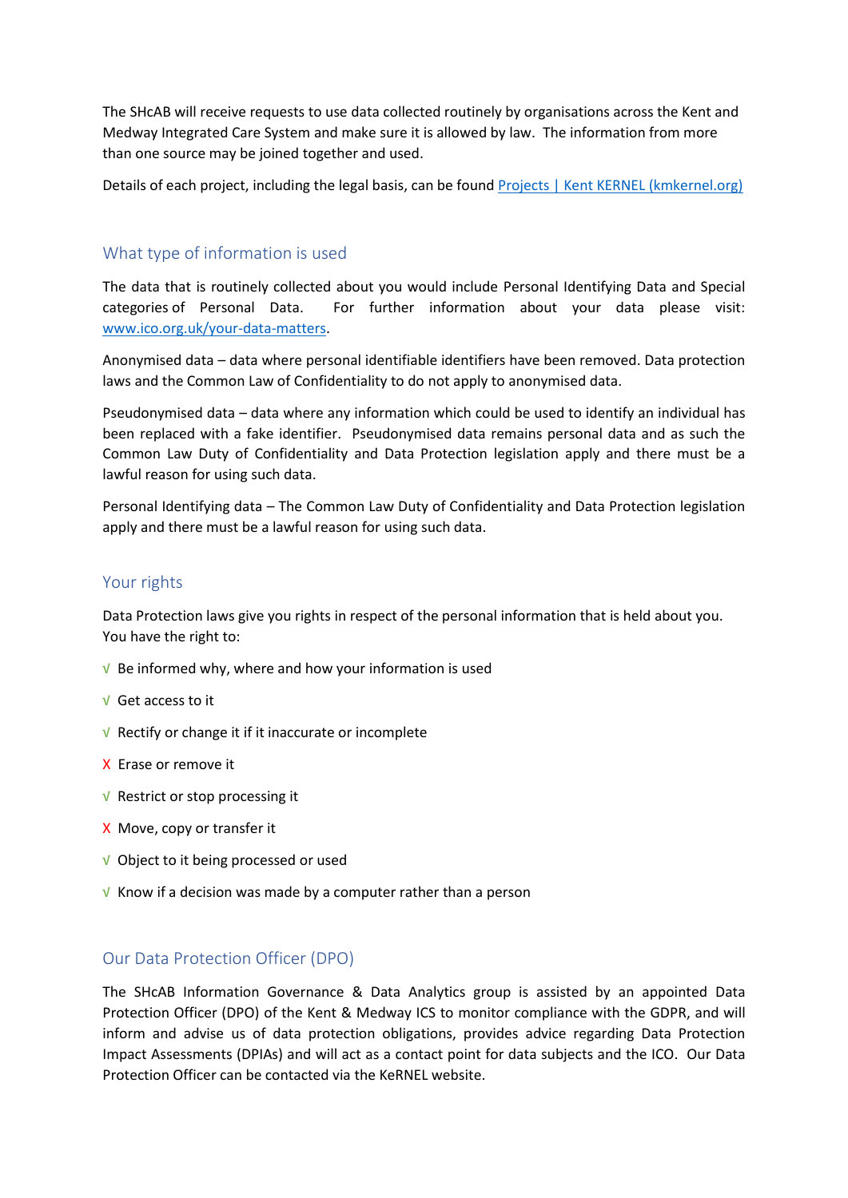The SHcAB will receive requests to use data collected routinely by organisations across the Kent and Medway Integrated Care System and make sure it is allowed by law. The information from more than one source may be joined together and used.

Details of each project, including the legal basis, can be found [Projects | Kent KERNEL (kmkernel.org)](https://kmkernel.org)

## What type of information is used

The data that is routinely collected about you would include Personal Identifying Data and Special categories of Personal Data. For further information about your data please visit: [www.ico.org.uk/your-data-matters](http://www.ico.org.uk/your-data-matters).

Anonymised data – data where personal identifiable identifiers have been removed. Data protection laws and the Common Law of Confidentiality to do not apply to anonymised data.

Pseudonymised data – data where any information which could be used to identify an individual has been replaced with a fake identifier. Pseudonymised data remains personal data and as such the Common Law Duty of Confidentiality and Data Protection legislation apply and there must be a lawful reason for using such data.

Personal Identifying data – The Common Law Duty of Confidentiality and Data Protection legislation apply and there must be a lawful reason for using such data.

## Your rights

Data Protection laws give you rights in respect of the personal information that is held about you. You have the right to:

- √ Be informed why, where and how your information is used
- √ Get access to it
- √ Rectify or change it if it inaccurate or incomplete
- X Erase or remove it
- √ Restrict or stop processing it
- X Move, copy or transfer it
- √ Object to it being processed or used
- √ Know if a decision was made by a computer rather than a person

## Our Data Protection Officer (DPO)

The SHcAB Information Governance & Data Analytics group is assisted by an appointed Data Protection Officer (DPO) of the Kent & Medway ICS to monitor compliance with the GDPR, and will inform and advise us of data protection obligations, provides advice regarding Data Protection Impact Assessments (DPIAs) and will act as a contact point for data subjects and the ICO. Our Data Protection Officer can be contacted via the KeRNEL website.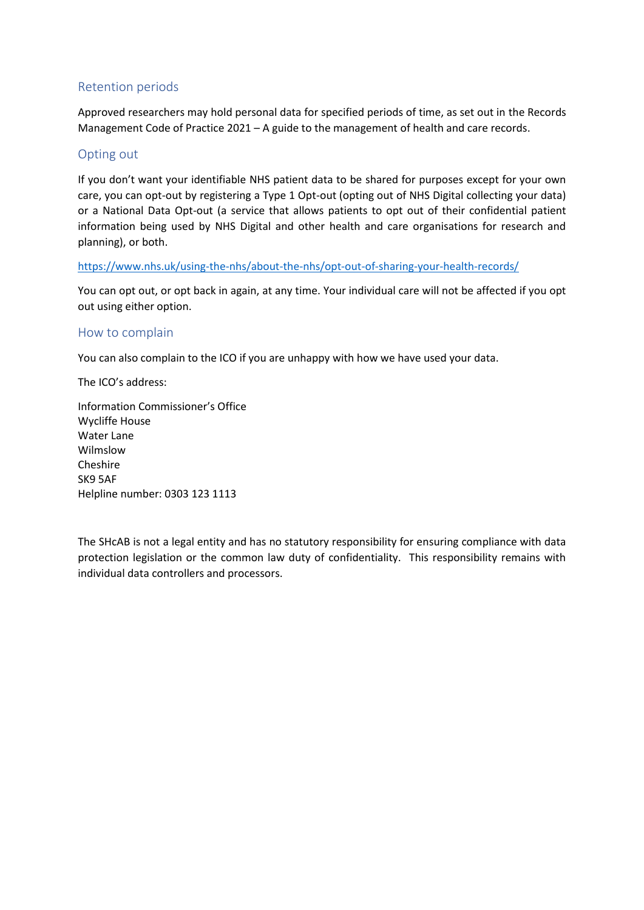## Retention periods

Approved researchers may hold personal data for specified periods of time, as set out in the Records Management Code of Practice 2021 – A guide to the management of health and care records.

## Opting out

If you don't want your identifiable NHS patient data to be shared for purposes except for your own care, you can opt-out by registering a Type 1 Opt-out (opting out of NHS Digital collecting your data) or a National Data Opt-out (a service that allows patients to opt out of their confidential patient information being used by NHS Digital and other health and care organisations for research and planning), or both.

https://www.nhs.uk/using-the-nhs/about-the-nhs/opt-out-of-sharing-your-health-records/

You can opt out, or opt back in again, at any time. Your individual care will not be affected if you opt out using either option.

## How to complain

You can also complain to the ICO if you are unhappy with how we have used your data.

The ICO's address:

Information Commissioner's Office
Wycliffe House
Water Lane
Wilmslow
Cheshire
SK9 5AF
Helpline number: 0303 123 1113

The SHcAB is not a legal entity and has no statutory responsibility for ensuring compliance with data protection legislation or the common law duty of confidentiality. This responsibility remains with individual data controllers and processors.